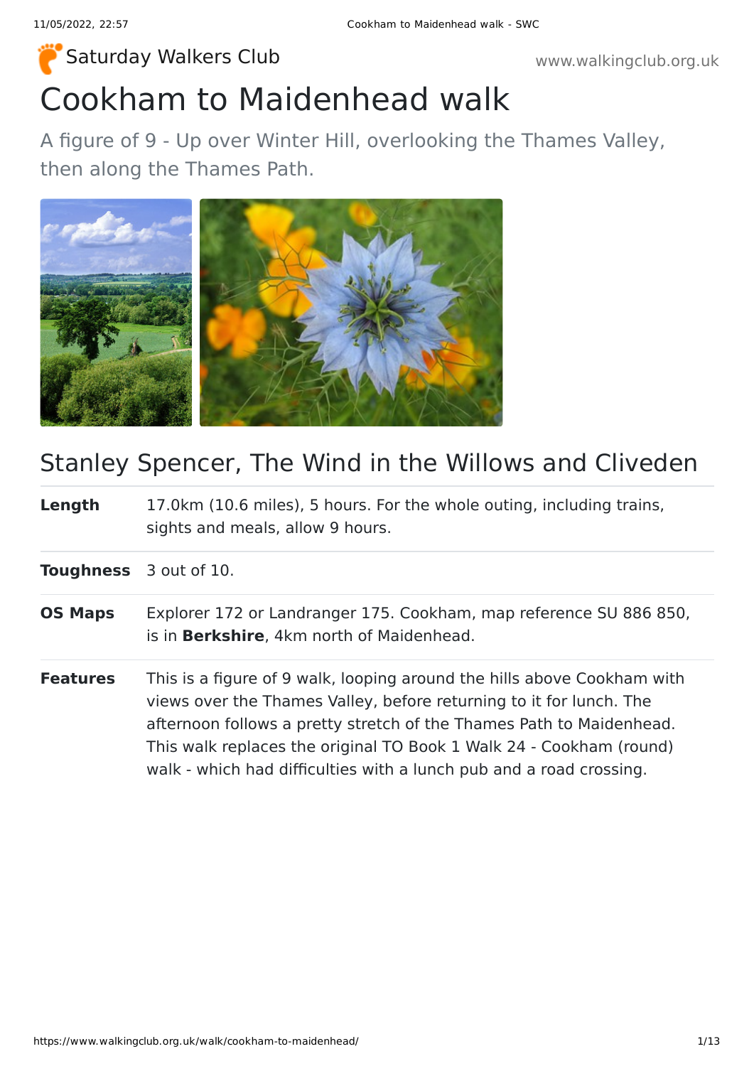Saturday Walkers Club

www.walkingclub.org.uk

# Cookham to Maidenhead walk

A figure of 9 - Up over Winter Hill, overlooking the Thames Valley, then along the Thames Path.

## Stanley Spencer, The Wind in the Willows and Cliveden

| | |
|---|---|
| **Length** | 17.0km (10.6 miles), 5 hours. For the whole outing, including trains, sights and meals, allow 9 hours. |
| **Toughness** | 3 out of 10. |
| **OS Maps** | Explorer 172 or Landranger 175. Cookham, map reference SU 886 850, is in **Berkshire**, 4km north of Maidenhead. |
| **Features** | This is a figure of 9 walk, looping around the hills above Cookham with views over the Thames Valley, before returning to it for lunch. The afternoon follows a pretty stretch of the Thames Path to Maidenhead. This walk replaces the original TO Book 1 Walk 24 - Cookham (round) walk - which had difficulties with a lunch pub and a road crossing. |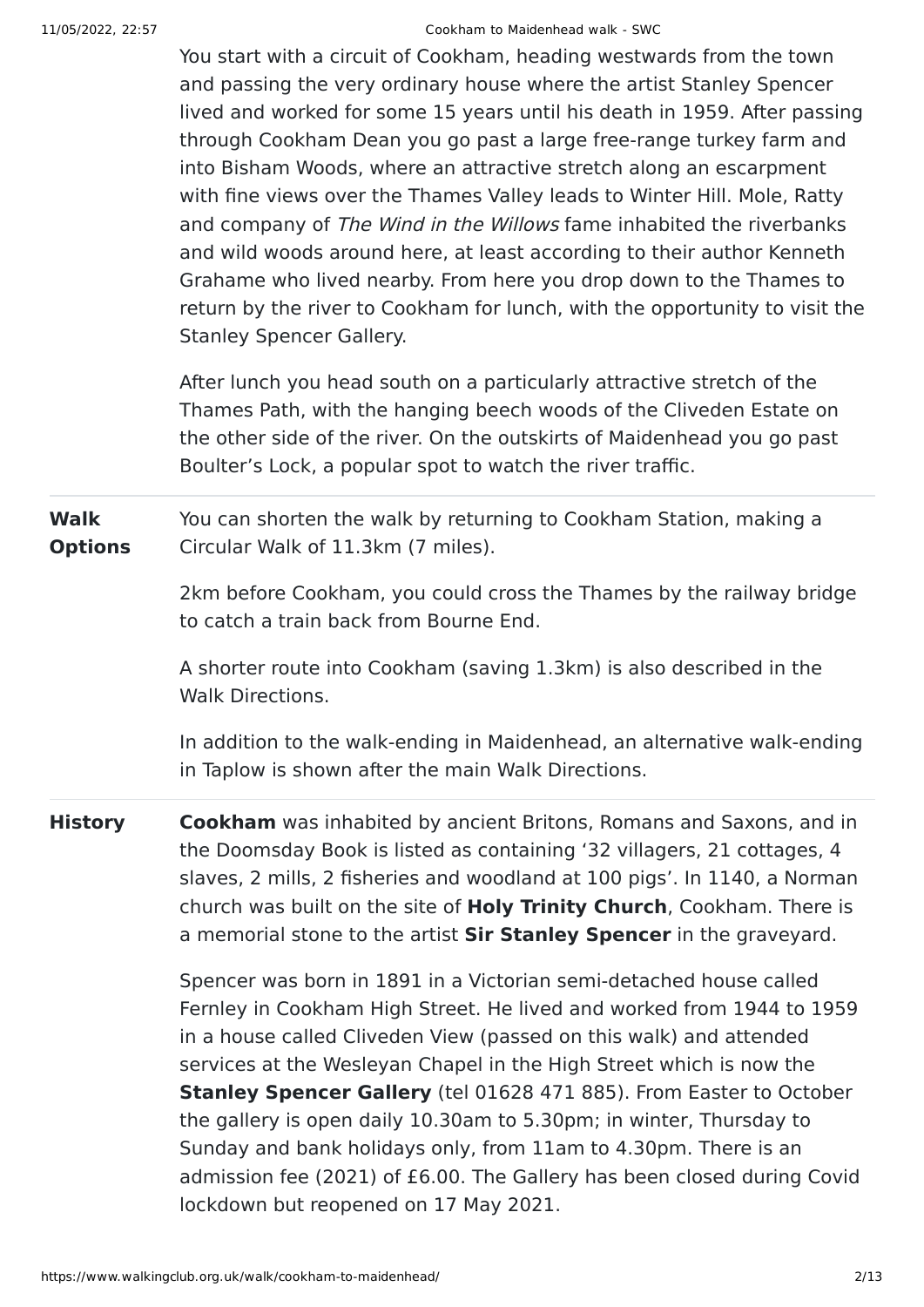You start with a circuit of Cookham, heading westwards from the town and passing the very ordinary house where the artist Stanley Spencer lived and worked for some 15 years until his death in 1959. After passing through Cookham Dean you go past a large free-range turkey farm and into Bisham Woods, where an attractive stretch along an escarpment with fine views over the Thames Valley leads to Winter Hill. Mole, Ratty and company of *The Wind in the Willows* fame inhabited the riverbanks and wild woods around here, at least according to their author Kenneth Grahame who lived nearby. From here you drop down to the Thames to return by the river to Cookham for lunch, with the opportunity to visit the Stanley Spencer Gallery.

After lunch you head south on a particularly attractive stretch of the Thames Path, with the hanging beech woods of the Cliveden Estate on the other side of the river. On the outskirts of Maidenhead you go past Boulter's Lock, a popular spot to watch the river traffic.

**Walk Options**

You can shorten the walk by returning to Cookham Station, making a Circular Walk of 11.3km (7 miles).

2km before Cookham, you could cross the Thames by the railway bridge to catch a train back from Bourne End.

A shorter route into Cookham (saving 1.3km) is also described in the Walk Directions.

In addition to the walk-ending in Maidenhead, an alternative walk-ending in Taplow is shown after the main Walk Directions.

**History**

**Cookham** was inhabited by ancient Britons, Romans and Saxons, and in the Doomsday Book is listed as containing '32 villagers, 21 cottages, 4 slaves, 2 mills, 2 fisheries and woodland at 100 pigs'. In 1140, a Norman church was built on the site of **Holy Trinity Church**, Cookham. There is a memorial stone to the artist **Sir Stanley Spencer** in the graveyard.

Spencer was born in 1891 in a Victorian semi-detached house called Fernley in Cookham High Street. He lived and worked from 1944 to 1959 in a house called Cliveden View (passed on this walk) and attended services at the Wesleyan Chapel in the High Street which is now the **Stanley Spencer Gallery** (tel 01628 471 885). From Easter to October the gallery is open daily 10.30am to 5.30pm; in winter, Thursday to Sunday and bank holidays only, from 11am to 4.30pm. There is an admission fee (2021) of £6.00. The Gallery has been closed during Covid lockdown but reopened on 17 May 2021.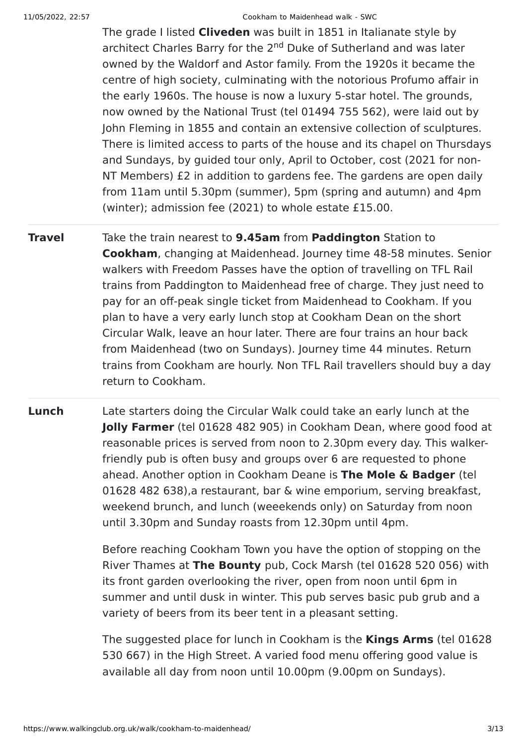The grade I listed **Cliveden** was built in 1851 in Italianate style by architect Charles Barry for the 2nd Duke of Sutherland and was later owned by the Waldorf and Astor family. From the 1920s it became the centre of high society, culminating with the notorious Profumo affair in the early 1960s. The house is now a luxury 5-star hotel. The grounds, now owned by the National Trust (tel 01494 755 562), were laid out by John Fleming in 1855 and contain an extensive collection of sculptures. There is limited access to parts of the house and its chapel on Thursdays and Sundays, by guided tour only, April to October, cost (2021 for non-NT Members) £2 in addition to gardens fee. The gardens are open daily from 11am until 5.30pm (summer), 5pm (spring and autumn) and 4pm (winter); admission fee (2021) to whole estate £15.00.

**Travel**

Take the train nearest to **9.45am** from **Paddington** Station to **Cookham**, changing at Maidenhead. Journey time 48-58 minutes. Senior walkers with Freedom Passes have the option of travelling on TFL Rail trains from Paddington to Maidenhead free of charge. They just need to pay for an off-peak single ticket from Maidenhead to Cookham. If you plan to have a very early lunch stop at Cookham Dean on the short Circular Walk, leave an hour later. There are four trains an hour back from Maidenhead (two on Sundays). Journey time 44 minutes. Return trains from Cookham are hourly. Non TFL Rail travellers should buy a day return to Cookham.

**Lunch**

Late starters doing the Circular Walk could take an early lunch at the **Jolly Farmer** (tel 01628 482 905) in Cookham Dean, where good food at reasonable prices is served from noon to 2.30pm every day. This walker-friendly pub is often busy and groups over 6 are requested to phone ahead. Another option in Cookham Deane is **The Mole & Badger** (tel 01628 482 638),a restaurant, bar & wine emporium, serving breakfast, weekend brunch, and lunch (weeekends only) on Saturday from noon until 3.30pm and Sunday roasts from 12.30pm until 4pm.

Before reaching Cookham Town you have the option of stopping on the River Thames at **The Bounty** pub, Cock Marsh (tel 01628 520 056) with its front garden overlooking the river, open from noon until 6pm in summer and until dusk in winter. This pub serves basic pub grub and a variety of beers from its beer tent in a pleasant setting.

The suggested place for lunch in Cookham is the **Kings Arms** (tel 01628 530 667) in the High Street. A varied food menu offering good value is available all day from noon until 10.00pm (9.00pm on Sundays).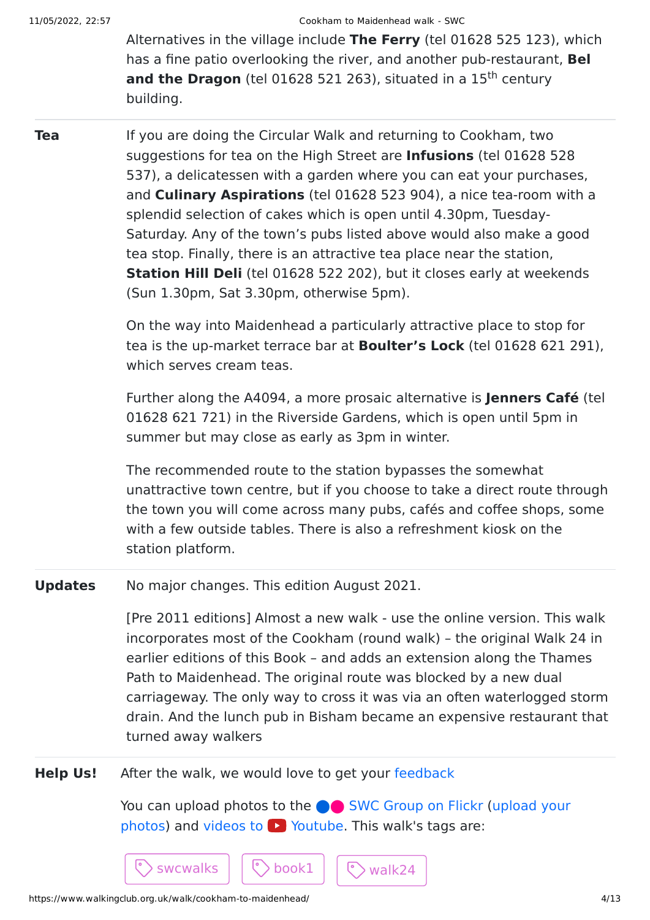Alternatives in the village include **The Ferry** (tel 01628 525 123), which has a fine patio overlooking the river, and another pub-restaurant, **Bel and the Dragon** (tel 01628 521 263), situated in a 15th century building.

**Tea**

If you are doing the Circular Walk and returning to Cookham, two suggestions for tea on the High Street are **Infusions** (tel 01628 528 537), a delicatessen with a garden where you can eat your purchases, and **Culinary Aspirations** (tel 01628 523 904), a nice tea-room with a splendid selection of cakes which is open until 4.30pm, Tuesday-Saturday. Any of the town's pubs listed above would also make a good tea stop. Finally, there is an attractive tea place near the station, **Station Hill Deli** (tel 01628 522 202), but it closes early at weekends (Sun 1.30pm, Sat 3.30pm, otherwise 5pm).

On the way into Maidenhead a particularly attractive place to stop for tea is the up-market terrace bar at **Boulter's Lock** (tel 01628 621 291), which serves cream teas.

Further along the A4094, a more prosaic alternative is **Jenners Café** (tel 01628 621 721) in the Riverside Gardens, which is open until 5pm in summer but may close as early as 3pm in winter.

The recommended route to the station bypasses the somewhat unattractive town centre, but if you choose to take a direct route through the town you will come across many pubs, cafés and coffee shops, some with a few outside tables. There is also a refreshment kiosk on the station platform.

**Updates**

No major changes. This edition August 2021.

[Pre 2011 editions] Almost a new walk - use the online version. This walk incorporates most of the Cookham (round walk) – the original Walk 24 in earlier editions of this Book – and adds an extension along the Thames Path to Maidenhead. The original route was blocked by a new dual carriageway. The only way to cross it was via an often waterlogged storm drain. And the lunch pub in Bisham became an expensive restaurant that turned away walkers

**Help Us!**

After the walk, we would love to get your feedback

You can upload photos to the SWC Group on Flickr (upload your photos) and videos to Youtube. This walk's tags are:

swcwalks book1 walk24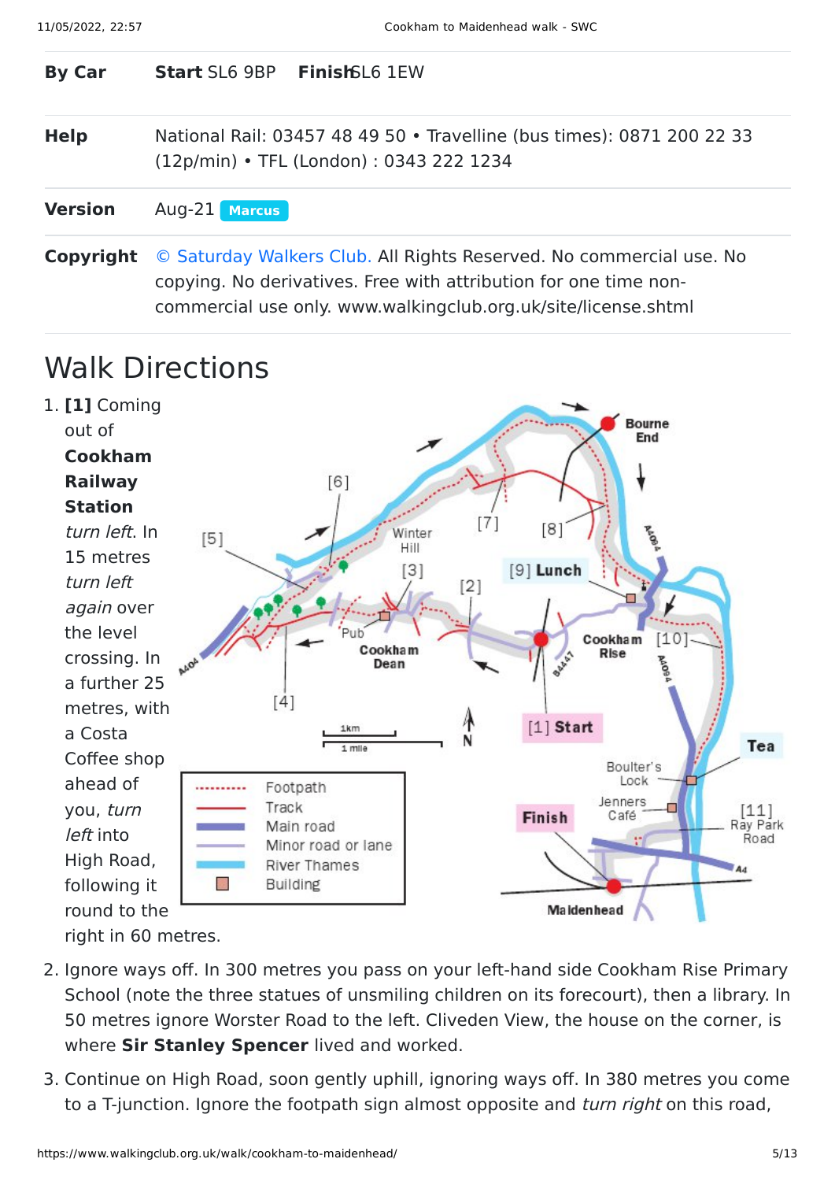| | |
|---|---|
| **By Car** | **Start** SL6 9BP **Finish** SL6 1EW |
| **Help** | National Rail: 03457 48 49 50 • Travelline (bus times): 0871 200 22 33 (12p/min) • TFL (London) : 0343 222 1234 |
| **Version** | Aug-21 Marcus |
| **Copyright** | © Saturday Walkers Club. All Rights Reserved. No commercial use. No copying. No derivatives. Free with attribution for one time non-commercial use only. www.walkingclub.org.uk/site/license.shtml |

# Walk Directions

1. **[1]** Coming out of **Cookham Railway Station** *turn left*. In 15 metres *turn left again* over the level crossing. In a further 25 metres, with a Costa Coffee shop ahead of you, *turn left* into High Road, following it round to the right in 60 metres.
2. Ignore ways off. In 300 metres you pass on your left-hand side Cookham Rise Primary School (note the three statues of unsmiling children on its forecourt), then a library. In 50 metres ignore Worster Road to the left. Cliveden View, the house on the corner, is where **Sir Stanley Spencer** lived and worked.
3. Continue on High Road, soon gently uphill, ignoring ways off. In 380 metres you come to a T-junction. Ignore the footpath sign almost opposite and *turn right* on this road,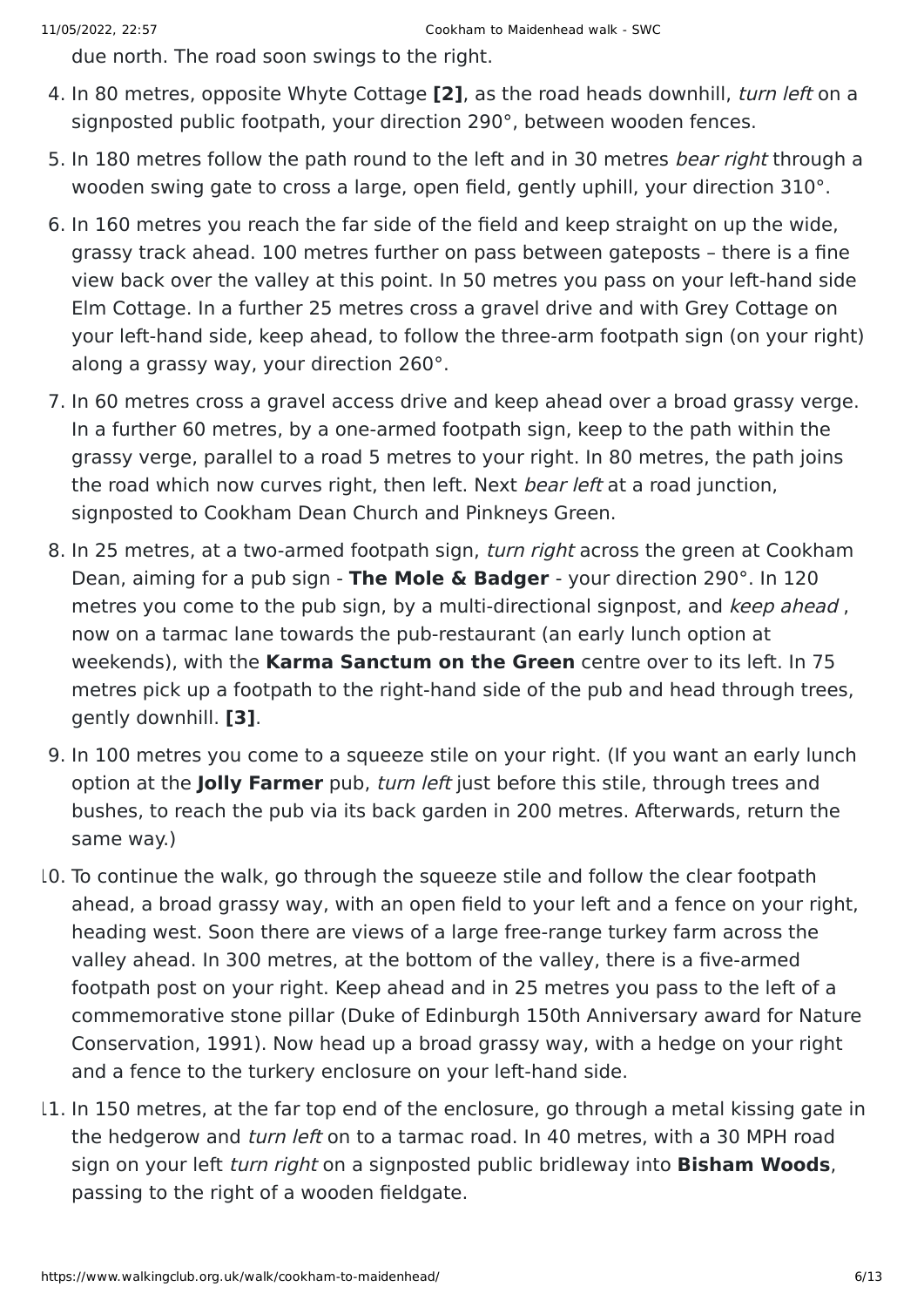due north. The road soon swings to the right.

4. In 80 metres, opposite Whyte Cottage **[2]**, as the road heads downhill, *turn left* on a signposted public footpath, your direction 290°, between wooden fences.
5. In 180 metres follow the path round to the left and in 30 metres *bear right* through a wooden swing gate to cross a large, open field, gently uphill, your direction 310°.
6. In 160 metres you reach the far side of the field and keep straight on up the wide, grassy track ahead. 100 metres further on pass between gateposts – there is a fine view back over the valley at this point. In 50 metres you pass on your left-hand side Elm Cottage. In a further 25 metres cross a gravel drive and with Grey Cottage on your left-hand side, keep ahead, to follow the three-arm footpath sign (on your right) along a grassy way, your direction 260°.
7. In 60 metres cross a gravel access drive and keep ahead over a broad grassy verge. In a further 60 metres, by a one-armed footpath sign, keep to the path within the grassy verge, parallel to a road 5 metres to your right. In 80 metres, the path joins the road which now curves right, then left. Next *bear left* at a road junction, signposted to Cookham Dean Church and Pinkneys Green.
8. In 25 metres, at a two-armed footpath sign, *turn right* across the green at Cookham Dean, aiming for a pub sign - **The Mole & Badger** - your direction 290°. In 120 metres you come to the pub sign, by a multi-directional signpost, and *keep ahead* , now on a tarmac lane towards the pub-restaurant (an early lunch option at weekends), with the **Karma Sanctum on the Green** centre over to its left. In 75 metres pick up a footpath to the right-hand side of the pub and head through trees, gently downhill. **[3]**.
9. In 100 metres you come to a squeeze stile on your right. (If you want an early lunch option at the **Jolly Farmer** pub, *turn left* just before this stile, through trees and bushes, to reach the pub via its back garden in 200 metres. Afterwards, return the same way.)
10. To continue the walk, go through the squeeze stile and follow the clear footpath ahead, a broad grassy way, with an open field to your left and a fence on your right, heading west. Soon there are views of a large free-range turkey farm across the valley ahead. In 300 metres, at the bottom of the valley, there is a five-armed footpath post on your right. Keep ahead and in 25 metres you pass to the left of a commemorative stone pillar (Duke of Edinburgh 150th Anniversary award for Nature Conservation, 1991). Now head up a broad grassy way, with a hedge on your right and a fence to the turkery enclosure on your left-hand side.
11. In 150 metres, at the far top end of the enclosure, go through a metal kissing gate in the hedgerow and *turn left* on to a tarmac road. In 40 metres, with a 30 MPH road sign on your left *turn right* on a signposted public bridleway into **Bisham Woods**, passing to the right of a wooden fieldgate.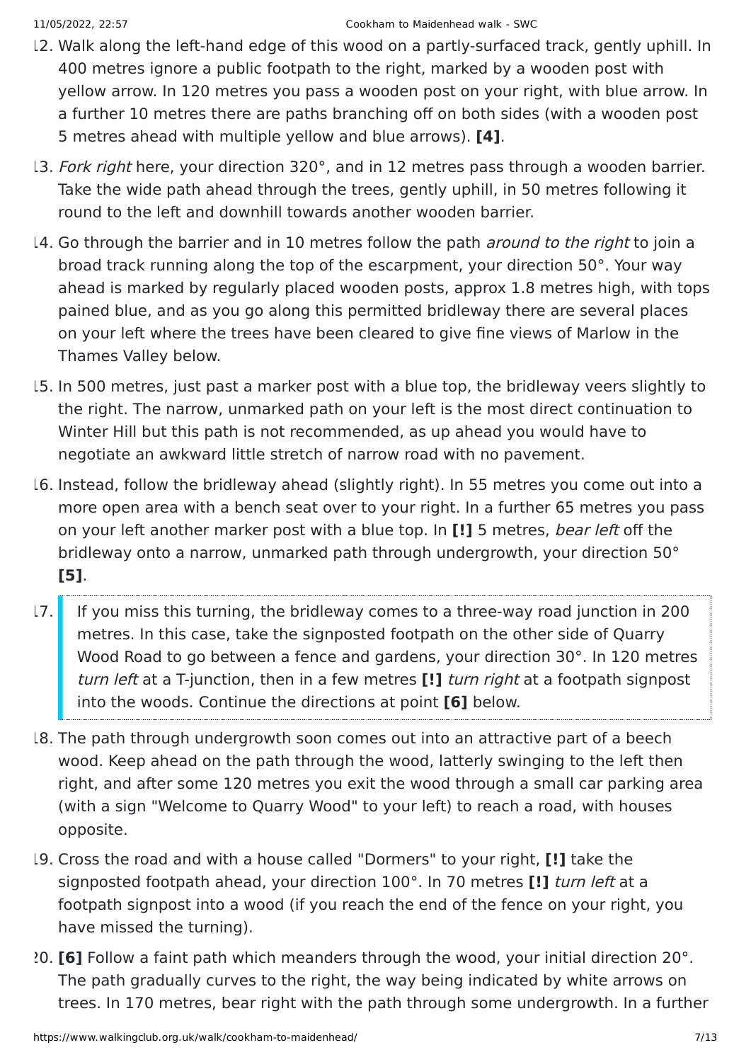12. Walk along the left-hand edge of this wood on a partly-surfaced track, gently uphill. In 400 metres ignore a public footpath to the right, marked by a wooden post with yellow arrow. In 120 metres you pass a wooden post on your right, with blue arrow. In a further 10 metres there are paths branching off on both sides (with a wooden post 5 metres ahead with multiple yellow and blue arrows). **[4]**.
13. *Fork right* here, your direction 320°, and in 12 metres pass through a wooden barrier. Take the wide path ahead through the trees, gently uphill, in 50 metres following it round to the left and downhill towards another wooden barrier.
14. Go through the barrier and in 10 metres follow the path *around to the right* to join a broad track running along the top of the escarpment, your direction 50°. Your way ahead is marked by regularly placed wooden posts, approx 1.8 metres high, with tops pained blue, and as you go along this permitted bridleway there are several places on your left where the trees have been cleared to give fine views of Marlow in the Thames Valley below.
15. In 500 metres, just past a marker post with a blue top, the bridleway veers slightly to the right. The narrow, unmarked path on your left is the most direct continuation to Winter Hill but this path is not recommended, as up ahead you would have to negotiate an awkward little stretch of narrow road with no pavement.
16. Instead, follow the bridleway ahead (slightly right). In 55 metres you come out into a more open area with a bench seat over to your right. In a further 65 metres you pass on your left another marker post with a blue top. In **[!]** 5 metres, *bear left* off the bridleway onto a narrow, unmarked path through undergrowth, your direction 50° **[5]**.
17. If you miss this turning, the bridleway comes to a three-way road junction in 200 metres. In this case, take the signposted footpath on the other side of Quarry Wood Road to go between a fence and gardens, your direction 30°. In 120 metres *turn left* at a T-junction, then in a few metres **[!]** *turn right* at a footpath signpost into the woods. Continue the directions at point **[6]** below.
18. The path through undergrowth soon comes out into an attractive part of a beech wood. Keep ahead on the path through the wood, latterly swinging to the left then right, and after some 120 metres you exit the wood through a small car parking area (with a sign "Welcome to Quarry Wood" to your left) to reach a road, with houses opposite.
19. Cross the road and with a house called "Dormers" to your right, **[!]** take the signposted footpath ahead, your direction 100°. In 70 metres **[!]** *turn left* at a footpath signpost into a wood (if you reach the end of the fence on your right, you have missed the turning).
20. **[6]** Follow a faint path which meanders through the wood, your initial direction 20°. The path gradually curves to the right, the way being indicated by white arrows on trees. In 170 metres, bear right with the path through some undergrowth. In a further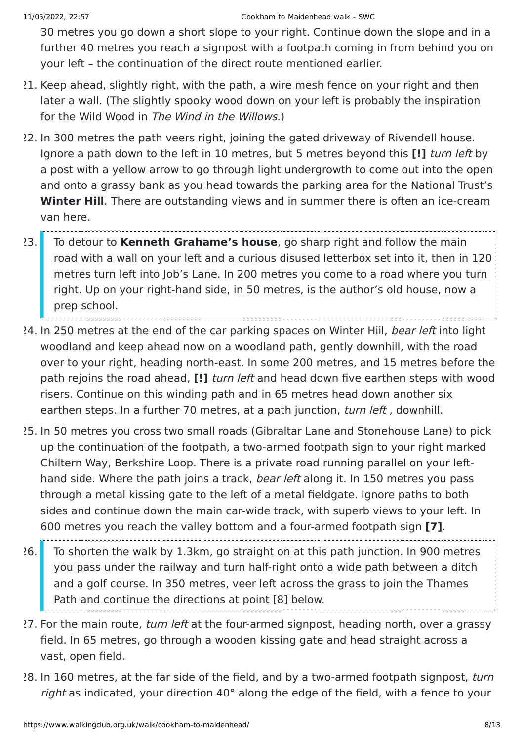30 metres you go down a short slope to your right. Continue down the slope and in a further 40 metres you reach a signpost with a footpath coming in from behind you on your left – the continuation of the direct route mentioned earlier.

21. Keep ahead, slightly right, with the path, a wire mesh fence on your right and then later a wall. (The slightly spooky wood down on your left is probably the inspiration for the Wild Wood in *The Wind in the Willows*.)

22. In 300 metres the path veers right, joining the gated driveway of Rivendell house. Ignore a path down to the left in 10 metres, but 5 metres beyond this **[!]** *turn left* by a post with a yellow arrow to go through light undergrowth to come out into the open and onto a grassy bank as you head towards the parking area for the National Trust's **Winter Hill**. There are outstanding views and in summer there is often an ice-cream van here.

23. To detour to **Kenneth Grahame's house**, go sharp right and follow the main road with a wall on your left and a curious disused letterbox set into it, then in 120 metres turn left into Job's Lane. In 200 metres you come to a road where you turn right. Up on your right-hand side, in 50 metres, is the author's old house, now a prep school.

24. In 250 metres at the end of the car parking spaces on Winter Hiil, *bear left* into light woodland and keep ahead now on a woodland path, gently downhill, with the road over to your right, heading north-east. In some 200 metres, and 15 metres before the path rejoins the road ahead, **[!]** *turn left* and head down five earthen steps with wood risers. Continue on this winding path and in 65 metres head down another six earthen steps. In a further 70 metres, at a path junction, *turn left* , downhill.

25. In 50 metres you cross two small roads (Gibraltar Lane and Stonehouse Lane) to pick up the continuation of the footpath, a two-armed footpath sign to your right marked Chiltern Way, Berkshire Loop. There is a private road running parallel on your left-hand side. Where the path joins a track, *bear left* along it. In 150 metres you pass through a metal kissing gate to the left of a metal fieldgate. Ignore paths to both sides and continue down the main car-wide track, with superb views to your left. In 600 metres you reach the valley bottom and a four-armed footpath sign **[7]**.

26. To shorten the walk by 1.3km, go straight on at this path junction. In 900 metres you pass under the railway and turn half-right onto a wide path between a ditch and a golf course. In 350 metres, veer left across the grass to join the Thames Path and continue the directions at point [8] below.

27. For the main route, *turn left* at the four-armed signpost, heading north, over a grassy field. In 65 metres, go through a wooden kissing gate and head straight across a vast, open field.

28. In 160 metres, at the far side of the field, and by a two-armed footpath signpost, *turn right* as indicated, your direction 40° along the edge of the field, with a fence to your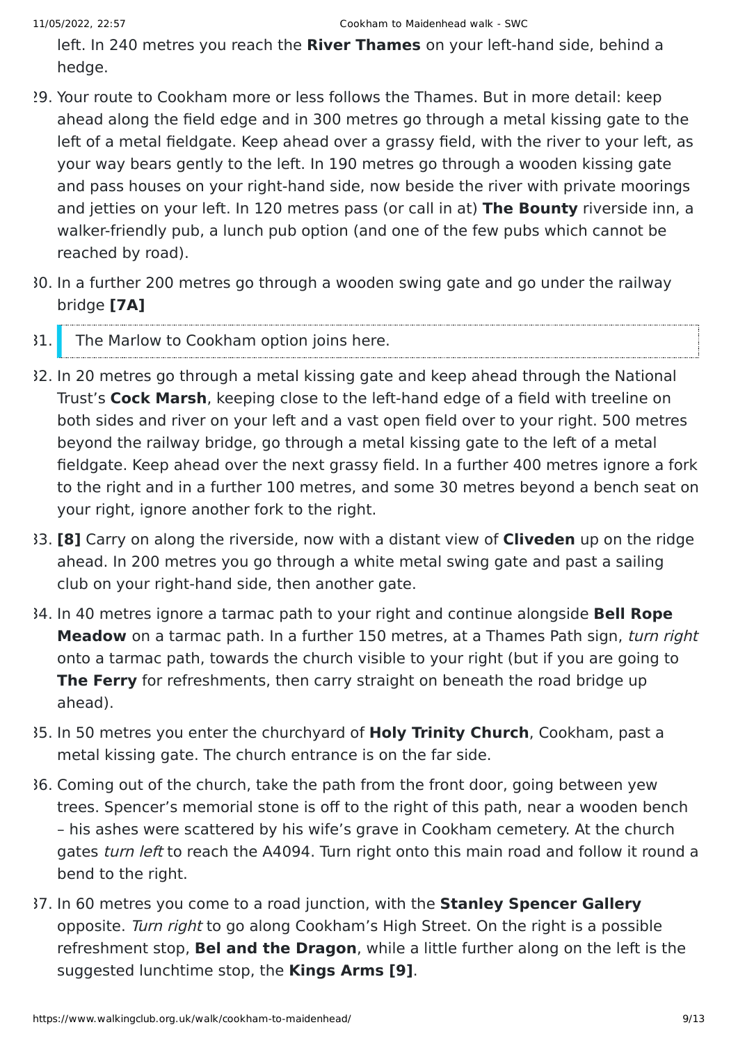left. In 240 metres you reach the **River Thames** on your left-hand side, behind a hedge.

29. Your route to Cookham more or less follows the Thames. But in more detail: keep ahead along the field edge and in 300 metres go through a metal kissing gate to the left of a metal fieldgate. Keep ahead over a grassy field, with the river to your left, as your way bears gently to the left. In 190 metres go through a wooden kissing gate and pass houses on your right-hand side, now beside the river with private moorings and jetties on your left. In 120 metres pass (or call in at) **The Bounty** riverside inn, a walker-friendly pub, a lunch pub option (and one of the few pubs which cannot be reached by road).
30. In a further 200 metres go through a wooden swing gate and go under the railway bridge **[7A]**
31. The Marlow to Cookham option joins here.
32. In 20 metres go through a metal kissing gate and keep ahead through the National Trust's **Cock Marsh**, keeping close to the left-hand edge of a field with treeline on both sides and river on your left and a vast open field over to your right. 500 metres beyond the railway bridge, go through a metal kissing gate to the left of a metal fieldgate. Keep ahead over the next grassy field. In a further 400 metres ignore a fork to the right and in a further 100 metres, and some 30 metres beyond a bench seat on your right, ignore another fork to the right.
33. **[8]** Carry on along the riverside, now with a distant view of **Cliveden** up on the ridge ahead. In 200 metres you go through a white metal swing gate and past a sailing club on your right-hand side, then another gate.
34. In 40 metres ignore a tarmac path to your right and continue alongside **Bell Rope Meadow** on a tarmac path. In a further 150 metres, at a Thames Path sign, *turn right* onto a tarmac path, towards the church visible to your right (but if you are going to **The Ferry** for refreshments, then carry straight on beneath the road bridge up ahead).
35. In 50 metres you enter the churchyard of **Holy Trinity Church**, Cookham, past a metal kissing gate. The church entrance is on the far side.
36. Coming out of the church, take the path from the front door, going between yew trees. Spencer's memorial stone is off to the right of this path, near a wooden bench – his ashes were scattered by his wife's grave in Cookham cemetery. At the church gates *turn left* to reach the A4094. Turn right onto this main road and follow it round a bend to the right.
37. In 60 metres you come to a road junction, with the **Stanley Spencer Gallery** opposite. *Turn right* to go along Cookham's High Street. On the right is a possible refreshment stop, **Bel and the Dragon**, while a little further along on the left is the suggested lunchtime stop, the **Kings Arms [9]**.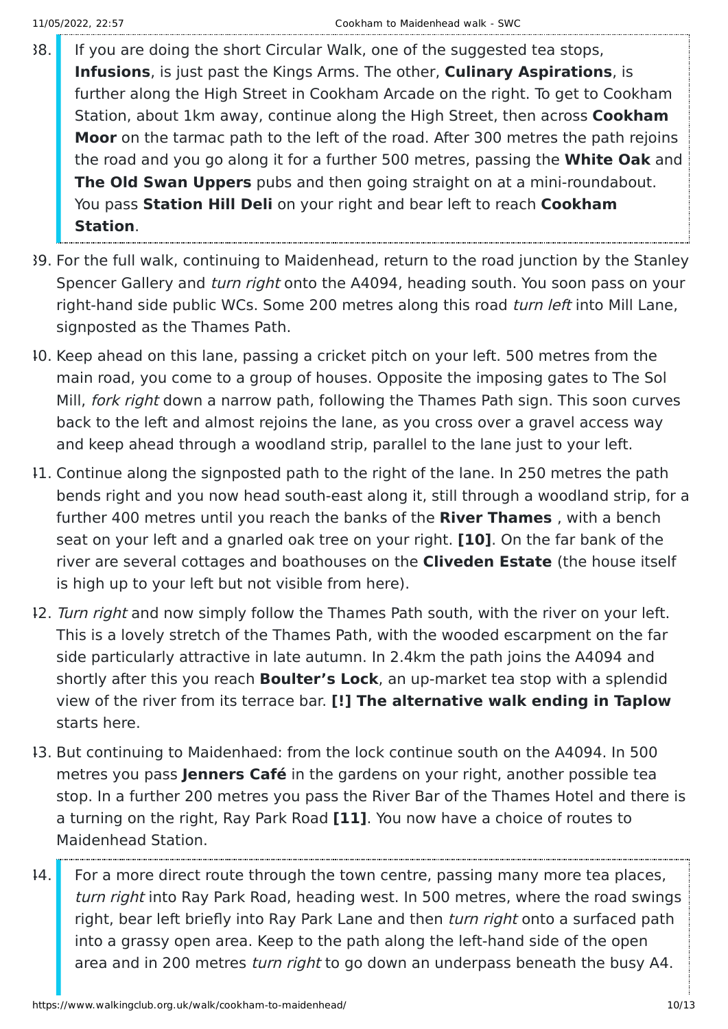38. If you are doing the short Circular Walk, one of the suggested tea stops, **Infusions**, is just past the Kings Arms. The other, **Culinary Aspirations**, is further along the High Street in Cookham Arcade on the right. To get to Cookham Station, about 1km away, continue along the High Street, then across **Cookham Moor** on the tarmac path to the left of the road. After 300 metres the path rejoins the road and you go along it for a further 500 metres, passing the **White Oak** and **The Old Swan Uppers** pubs and then going straight on at a mini-roundabout. You pass **Station Hill Deli** on your right and bear left to reach **Cookham Station**.
39. For the full walk, continuing to Maidenhead, return to the road junction by the Stanley Spencer Gallery and *turn right* onto the A4094, heading south. You soon pass on your right-hand side public WCs. Some 200 metres along this road *turn left* into Mill Lane, signposted as the Thames Path.
40. Keep ahead on this lane, passing a cricket pitch on your left. 500 metres from the main road, you come to a group of houses. Opposite the imposing gates to The Sol Mill, *fork right* down a narrow path, following the Thames Path sign. This soon curves back to the left and almost rejoins the lane, as you cross over a gravel access way and keep ahead through a woodland strip, parallel to the lane just to your left.
41. Continue along the signposted path to the right of the lane. In 250 metres the path bends right and you now head south-east along it, still through a woodland strip, for a further 400 metres until you reach the banks of the **River Thames** , with a bench seat on your left and a gnarled oak tree on your right. **[10]**. On the far bank of the river are several cottages and boathouses on the **Cliveden Estate** (the house itself is high up to your left but not visible from here).
42. *Turn right* and now simply follow the Thames Path south, with the river on your left. This is a lovely stretch of the Thames Path, with the wooded escarpment on the far side particularly attractive in late autumn. In 2.4km the path joins the A4094 and shortly after this you reach **Boulter's Lock**, an up-market tea stop with a splendid view of the river from its terrace bar. **[!] The alternative walk ending in Taplow** starts here.
43. But continuing to Maidenhaed: from the lock continue south on the A4094. In 500 metres you pass **Jenners Café** in the gardens on your right, another possible tea stop. In a further 200 metres you pass the River Bar of the Thames Hotel and there is a turning on the right, Ray Park Road **[11]**. You now have a choice of routes to Maidenhead Station.
44. For a more direct route through the town centre, passing many more tea places, *turn right* into Ray Park Road, heading west. In 500 metres, where the road swings right, bear left briefly into Ray Park Lane and then *turn right* onto a surfaced path into a grassy open area. Keep to the path along the left-hand side of the open area and in 200 metres *turn right* to go down an underpass beneath the busy A4.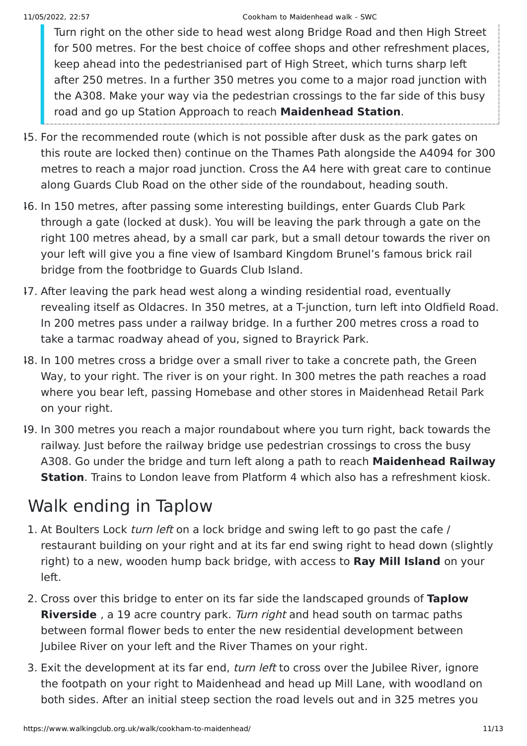> Turn right on the other side to head west along Bridge Road and then High Street for 500 metres. For the best choice of coffee shops and other refreshment places, keep ahead into the pedestrianised part of High Street, which turns sharp left after 250 metres. In a further 350 metres you come to a major road junction with the A308. Make your way via the pedestrian crossings to the far side of this busy road and go up Station Approach to reach **Maidenhead Station**.

45. For the recommended route (which is not possible after dusk as the park gates on this route are locked then) continue on the Thames Path alongside the A4094 for 300 metres to reach a major road junction. Cross the A4 here with great care to continue along Guards Club Road on the other side of the roundabout, heading south.
46. In 150 metres, after passing some interesting buildings, enter Guards Club Park through a gate (locked at dusk). You will be leaving the park through a gate on the right 100 metres ahead, by a small car park, but a small detour towards the river on your left will give you a fine view of Isambard Kingdom Brunel's famous brick rail bridge from the footbridge to Guards Club Island.
47. After leaving the park head west along a winding residential road, eventually revealing itself as Oldacres. In 350 metres, at a T-junction, turn left into Oldfield Road. In 200 metres pass under a railway bridge. In a further 200 metres cross a road to take a tarmac roadway ahead of you, signed to Brayrick Park.
48. In 100 metres cross a bridge over a small river to take a concrete path, the Green Way, to your right. The river is on your right. In 300 metres the path reaches a road where you bear left, passing Homebase and other stores in Maidenhead Retail Park on your right.
49. In 300 metres you reach a major roundabout where you turn right, back towards the railway. Just before the railway bridge use pedestrian crossings to cross the busy A308. Go under the bridge and turn left along a path to reach **Maidenhead Railway Station**. Trains to London leave from Platform 4 which also has a refreshment kiosk.

## Walk ending in Taplow

1. At Boulters Lock *turn left* on a lock bridge and swing left to go past the cafe / restaurant building on your right and at its far end swing right to head down (slightly right) to a new, wooden hump back bridge, with access to **Ray Mill Island** on your left.
2. Cross over this bridge to enter on its far side the landscaped grounds of **Taplow Riverside** , a 19 acre country park. *Turn right* and head south on tarmac paths between formal flower beds to enter the new residential development between Jubilee River on your left and the River Thames on your right.
3. Exit the development at its far end, *turn left* to cross over the Jubilee River, ignore the footpath on your right to Maidenhead and head up Mill Lane, with woodland on both sides. After an initial steep section the road levels out and in 325 metres you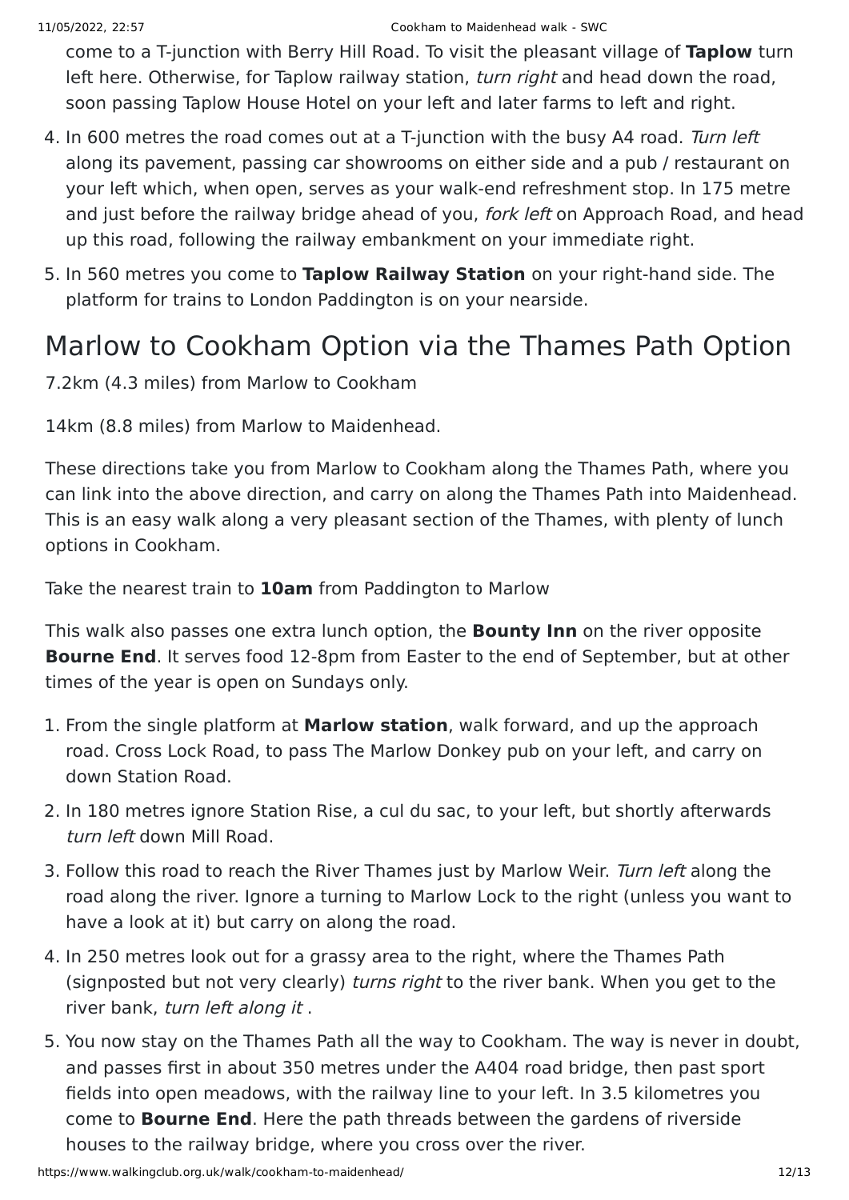come to a T-junction with Berry Hill Road. To visit the pleasant village of **Taplow** turn left here. Otherwise, for Taplow railway station, *turn right* and head down the road, soon passing Taplow House Hotel on your left and later farms to left and right.

4. In 600 metres the road comes out at a T-junction with the busy A4 road. *Turn left* along its pavement, passing car showrooms on either side and a pub / restaurant on your left which, when open, serves as your walk-end refreshment stop. In 175 metre and just before the railway bridge ahead of you, *fork left* on Approach Road, and head up this road, following the railway embankment on your immediate right.
5. In 560 metres you come to **Taplow Railway Station** on your right-hand side. The platform for trains to London Paddington is on your nearside.

# Marlow to Cookham Option via the Thames Path Option

7.2km (4.3 miles) from Marlow to Cookham

14km (8.8 miles) from Marlow to Maidenhead.

These directions take you from Marlow to Cookham along the Thames Path, where you can link into the above direction, and carry on along the Thames Path into Maidenhead. This is an easy walk along a very pleasant section of the Thames, with plenty of lunch options in Cookham.

Take the nearest train to **10am** from Paddington to Marlow

This walk also passes one extra lunch option, the **Bounty Inn** on the river opposite **Bourne End**. It serves food 12-8pm from Easter to the end of September, but at other times of the year is open on Sundays only.

1. From the single platform at **Marlow station**, walk forward, and up the approach road. Cross Lock Road, to pass The Marlow Donkey pub on your left, and carry on down Station Road.
2. In 180 metres ignore Station Rise, a cul du sac, to your left, but shortly afterwards *turn left* down Mill Road.
3. Follow this road to reach the River Thames just by Marlow Weir. *Turn left* along the road along the river. Ignore a turning to Marlow Lock to the right (unless you want to have a look at it) but carry on along the road.
4. In 250 metres look out for a grassy area to the right, where the Thames Path (signposted but not very clearly) *turns right* to the river bank. When you get to the river bank, *turn left along it* .
5. You now stay on the Thames Path all the way to Cookham. The way is never in doubt, and passes first in about 350 metres under the A404 road bridge, then past sport fields into open meadows, with the railway line to your left. In 3.5 kilometres you come to **Bourne End**. Here the path threads between the gardens of riverside houses to the railway bridge, where you cross over the river.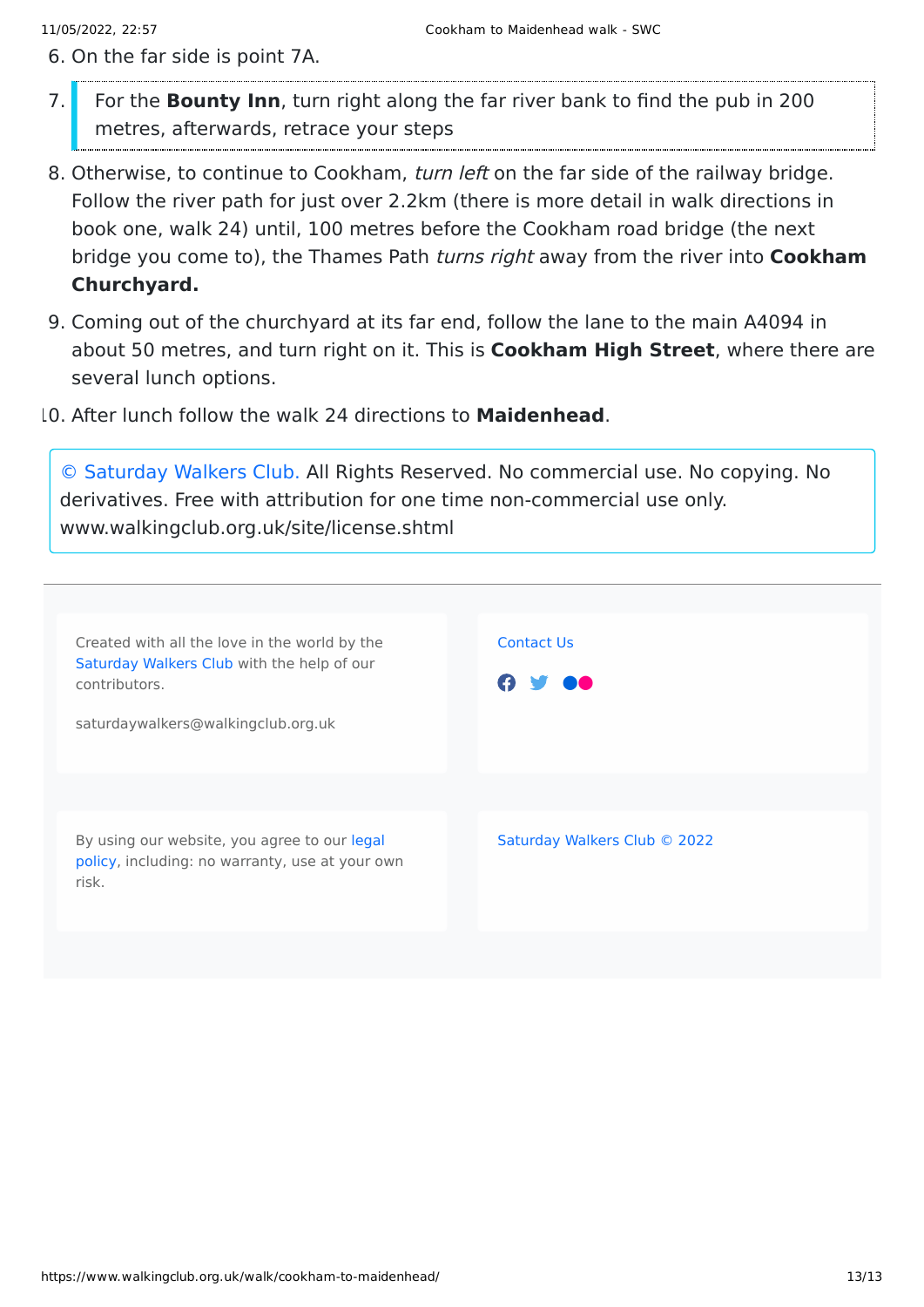6. On the far side is point 7A.
7. For the **Bounty Inn**, turn right along the far river bank to find the pub in 200 metres, afterwards, retrace your steps
8. Otherwise, to continue to Cookham, *turn left* on the far side of the railway bridge. Follow the river path for just over 2.2km (there is more detail in walk directions in book one, walk 24) until, 100 metres before the Cookham road bridge (the next bridge you come to), the Thames Path *turns right* away from the river into **Cookham Churchyard.**
9. Coming out of the churchyard at its far end, follow the lane to the main A4094 in about 50 metres, and turn right on it. This is **Cookham High Street**, where there are several lunch options.
10. After lunch follow the walk 24 directions to **Maidenhead**.

© Saturday Walkers Club. All Rights Reserved. No commercial use. No copying. No derivatives. Free with attribution for one time non-commercial use only. www.walkingclub.org.uk/site/license.shtml

Created with all the love in the world by the Saturday Walkers Club with the help of our contributors.

saturdaywalkers@walkingclub.org.uk

Contact Us

By using our website, you agree to our legal policy, including: no warranty, use at your own risk.

Saturday Walkers Club © 2022